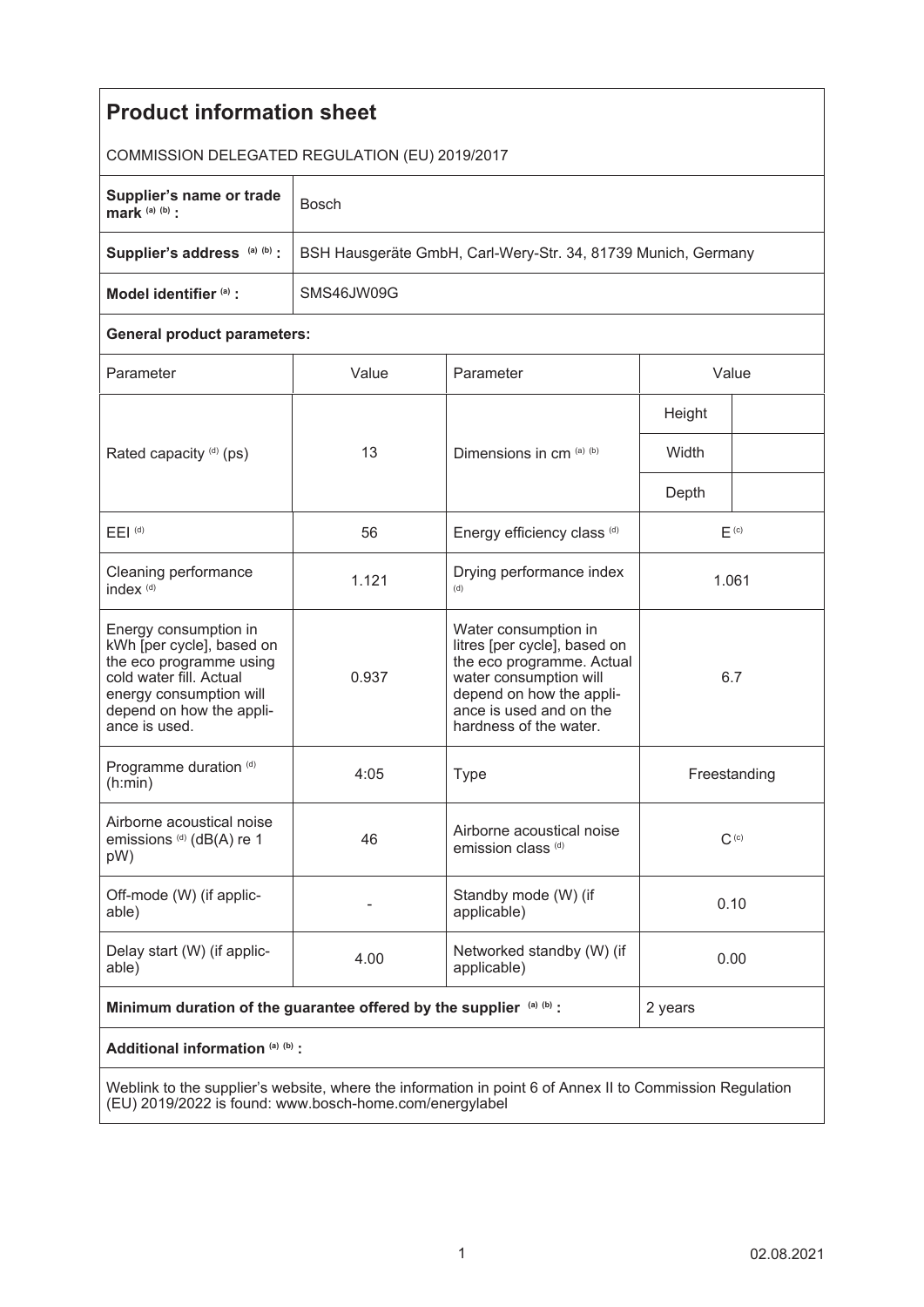# Product information sheet

COMMISSION DELEGATED REGULATION (EU) 2019/2017

| | |
|---|---|
| **Supplier's name or trade mark** (a) (b) **:** | Bosch |
| **Supplier's address** (a) (b) **:** | BSH Hausgeräte GmbH, Carl-Wery-Str. 34, 81739 Munich, Germany |
| **Model identifier** (a) **:** | SMS46JW09G |

**General product parameters:**

| Parameter | Value | Parameter | Value | |
|---|---|---|---|---|
| Rated capacity (d) (ps) | 13 | Dimensions in cm (a) (b) | Height | |
| | | | Width | |
| | | | Depth | |
| EEI (d) | 56 | Energy efficiency class (d) | E (c) | |
| Cleaning performance index (d) | 1.121 | Drying performance index (d) | 1.061 | |
| Energy consumption in kWh [per cycle], based on the eco programme using cold water fill. Actual energy consumption will depend on how the appliance is used. | 0.937 | Water consumption in litres [per cycle], based on the eco programme. Actual water consumption will depend on how the appliance is used and on the hardness of the water. | 6.7 | |
| Programme duration (d) (h:min) | 4:05 | Type | Freestanding | |
| Airborne acoustical noise emissions (d) (dB(A) re 1 pW) | 46 | Airborne acoustical noise emission class (d) | C (c) | |
| Off-mode (W) (if applicable) | - | Standby mode (W) (if applicable) | 0.10 | |
| Delay start (W) (if applicable) | 4.00 | Networked standby (W) (if applicable) | 0.00 | |
| **Minimum duration of the guarantee offered by the supplier** (a) (b) **:** | | | 2 years | |

**Additional information** (a) (b) **:**

Weblink to the supplier's website, where the information in point 6 of Annex II to Commission Regulation (EU) 2019/2022 is found: www.bosch-home.com/energylabel

02.08.2021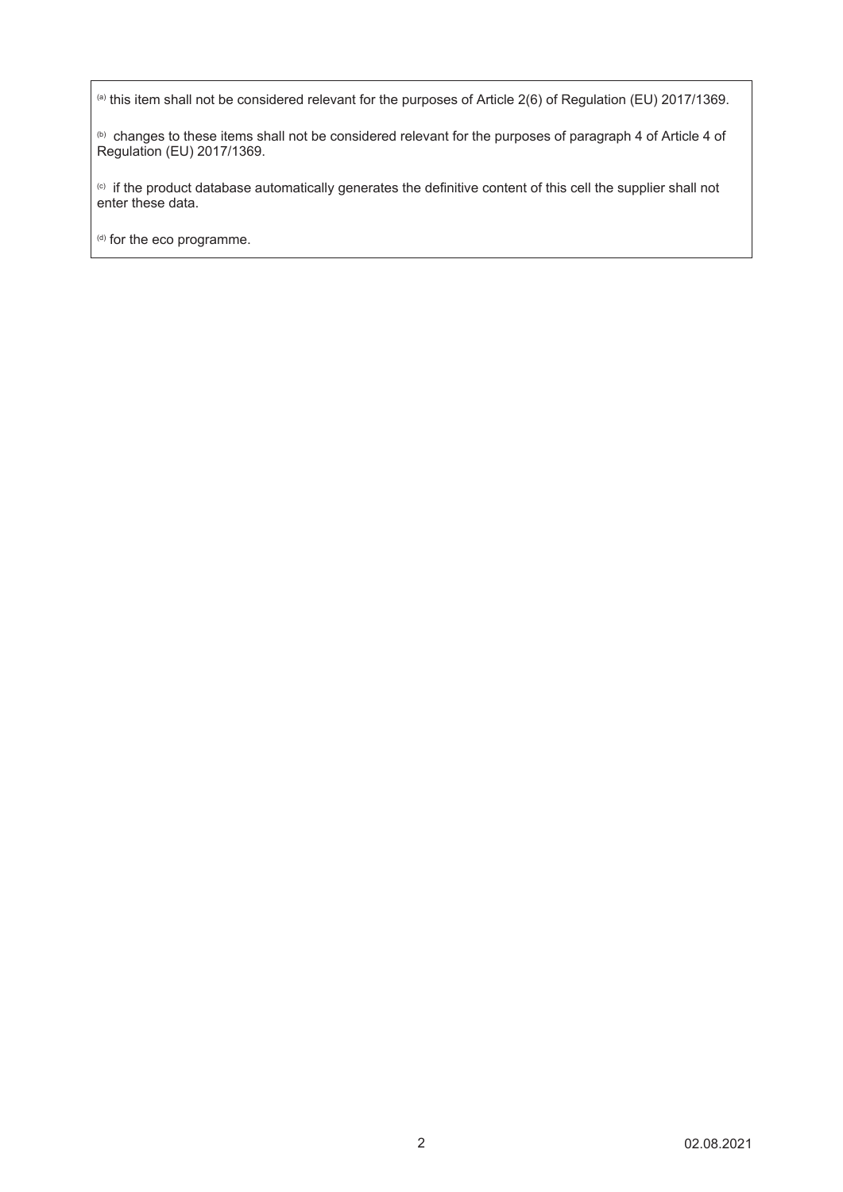[a] this item shall not be considered relevant for the purposes of Article 2(6) of Regulation (EU) 2017/1369.

[b] changes to these items shall not be considered relevant for the purposes of paragraph 4 of Article 4 of Regulation (EU) 2017/1369.

[c] if the product database automatically generates the definitive content of this cell the supplier shall not enter these data.

[d] for the eco programme.